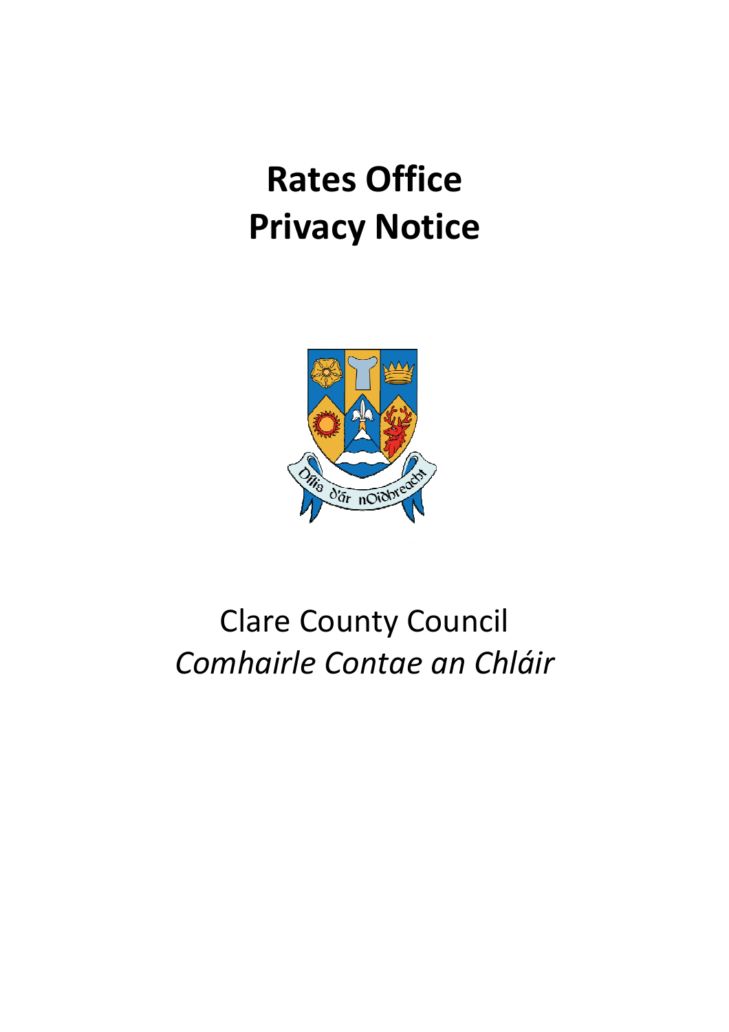# Rates Office
# Privacy Notice

Clare County Council

*Comhairle Contae an Chláir*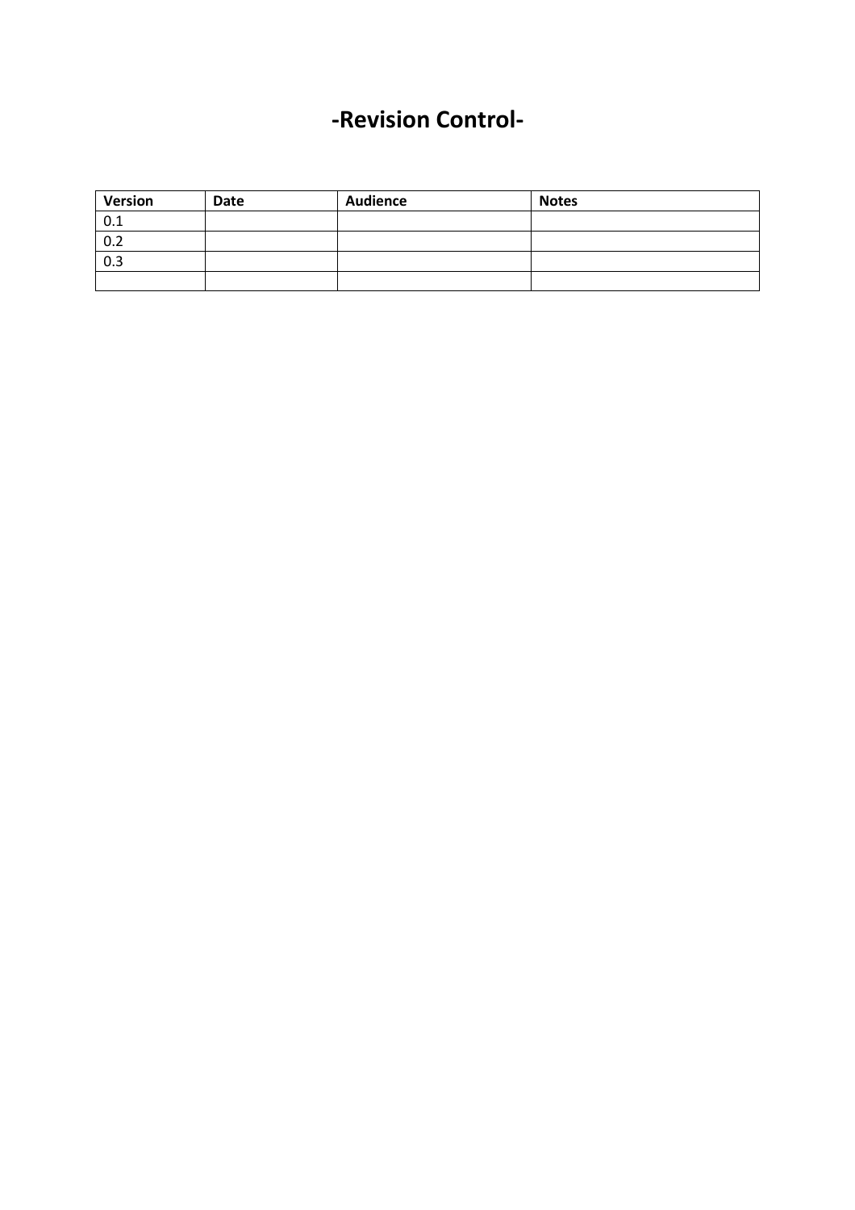# -Revision Control-

| Version | Date | Audience | Notes |
|---|---|---|---|
| 0.1 | | | |
| 0.2 | | | |
| 0.3 | | | |
| | | | |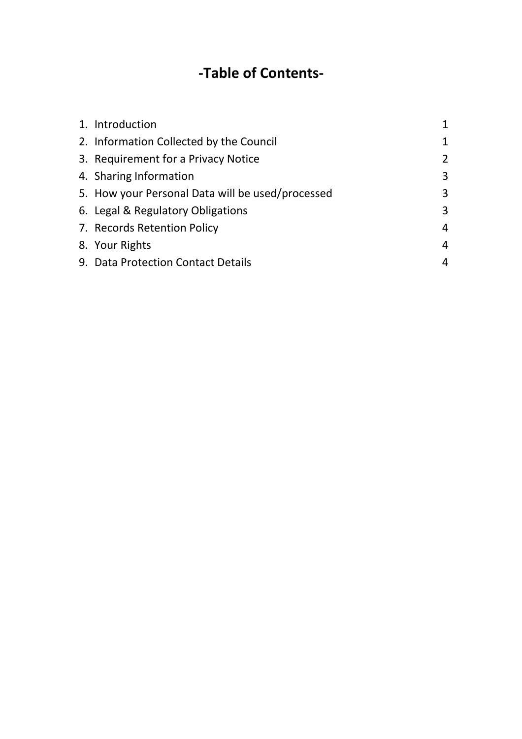# -Table of Contents-

| | |
|---|---|
| 1. Introduction | 1 |
| 2. Information Collected by the Council | 1 |
| 3. Requirement for a Privacy Notice | 2 |
| 4. Sharing Information | 3 |
| 5. How your Personal Data will be used/processed | 3 |
| 6. Legal & Regulatory Obligations | 3 |
| 7. Records Retention Policy | 4 |
| 8. Your Rights | 4 |
| 9. Data Protection Contact Details | 4 |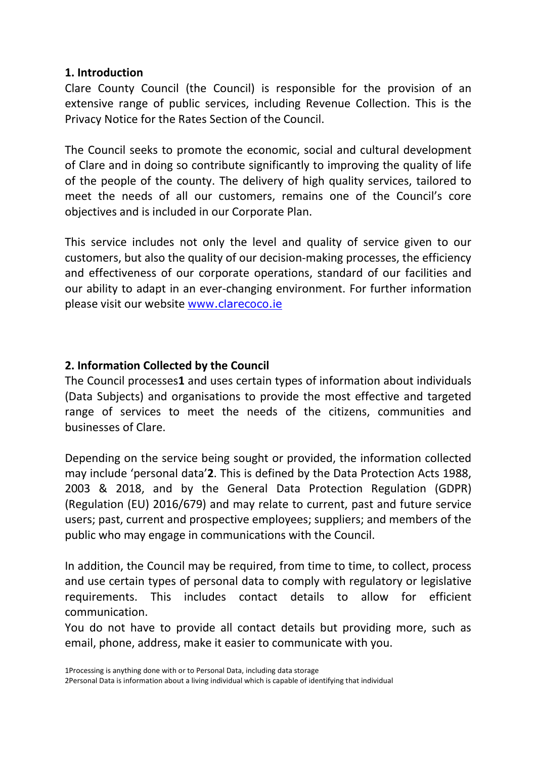## 1. Introduction

Clare County Council (the Council) is responsible for the provision of an extensive range of public services, including Revenue Collection. This is the Privacy Notice for the Rates Section of the Council.

The Council seeks to promote the economic, social and cultural development of Clare and in doing so contribute significantly to improving the quality of life of the people of the county. The delivery of high quality services, tailored to meet the needs of all our customers, remains one of the Council's core objectives and is included in our Corporate Plan.

This service includes not only the level and quality of service given to our customers, but also the quality of our decision-making processes, the efficiency and effectiveness of our corporate operations, standard of our facilities and our ability to adapt in an ever-changing environment. For further information please visit our website [www.clarecoco.ie](http://www.clarecoco.ie)

## 2. Information Collected by the Council

The Council processes[1] and uses certain types of information about individuals (Data Subjects) and organisations to provide the most effective and targeted range of services to meet the needs of the citizens, communities and businesses of Clare.

Depending on the service being sought or provided, the information collected may include 'personal data'[2]. This is defined by the Data Protection Acts 1988, 2003 & 2018, and by the General Data Protection Regulation (GDPR) (Regulation (EU) 2016/679) and may relate to current, past and future service users; past, current and prospective employees; suppliers; and members of the public who may engage in communications with the Council.

In addition, the Council may be required, from time to time, to collect, process and use certain types of personal data to comply with regulatory or legislative requirements. This includes contact details to allow for efficient communication.

You do not have to provide all contact details but providing more, such as email, phone, address, make it easier to communicate with you.

1Processing is anything done with or to Personal Data, including data storage

2Personal Data is information about a living individual which is capable of identifying that individual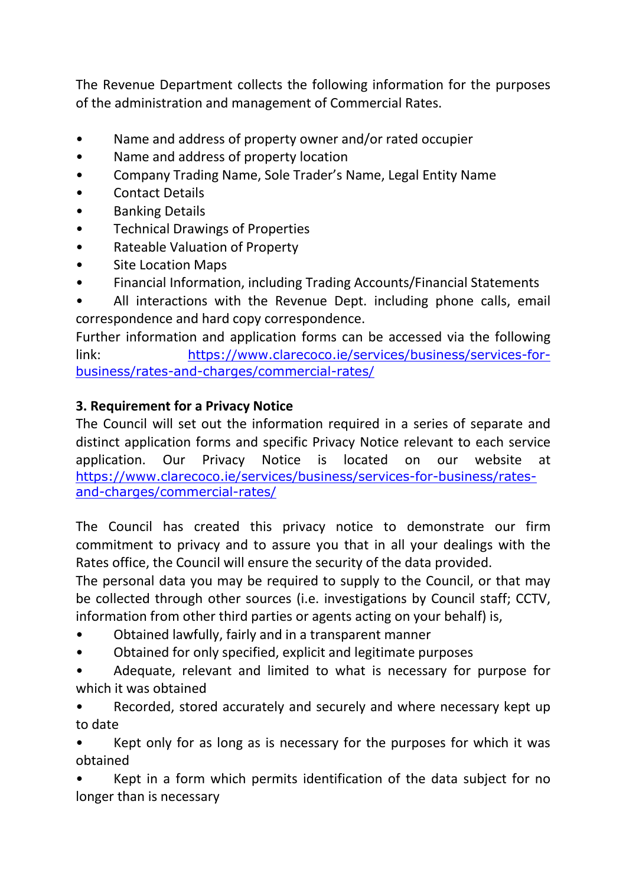The Revenue Department collects the following information for the purposes of the administration and management of Commercial Rates.

- Name and address of property owner and/or rated occupier
- Name and address of property location
- Company Trading Name, Sole Trader's Name, Legal Entity Name
- Contact Details
- Banking Details
- Technical Drawings of Properties
- Rateable Valuation of Property
- Site Location Maps
- Financial Information, including Trading Accounts/Financial Statements
- All interactions with the Revenue Dept. including phone calls, email correspondence and hard copy correspondence.

Further information and application forms can be accessed via the following link: https://www.clarecoco.ie/services/business/services-for-business/rates-and-charges/commercial-rates/

**3. Requirement for a Privacy Notice**

The Council will set out the information required in a series of separate and distinct application forms and specific Privacy Notice relevant to each service application. Our Privacy Notice is located on our website at https://www.clarecoco.ie/services/business/services-for-business/rates-and-charges/commercial-rates/

The Council has created this privacy notice to demonstrate our firm commitment to privacy and to assure you that in all your dealings with the Rates office, the Council will ensure the security of the data provided.

The personal data you may be required to supply to the Council, or that may be collected through other sources (i.e. investigations by Council staff; CCTV, information from other third parties or agents acting on your behalf) is,

- Obtained lawfully, fairly and in a transparent manner
- Obtained for only specified, explicit and legitimate purposes
- Adequate, relevant and limited to what is necessary for purpose for which it was obtained
- Recorded, stored accurately and securely and where necessary kept up to date
- Kept only for as long as is necessary for the purposes for which it was obtained
- Kept in a form which permits identification of the data subject for no longer than is necessary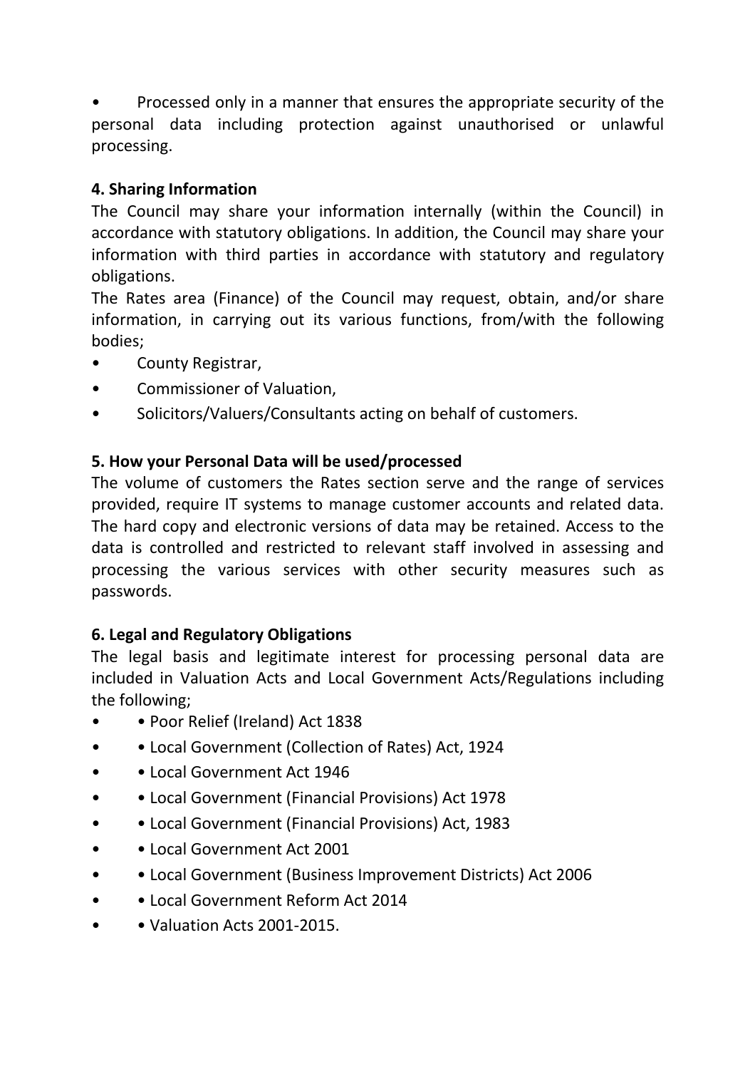- Processed only in a manner that ensures the appropriate security of the personal data including protection against unauthorised or unlawful processing.

**4. Sharing Information**

The Council may share your information internally (within the Council) in accordance with statutory obligations. In addition, the Council may share your information with third parties in accordance with statutory and regulatory obligations.

The Rates area (Finance) of the Council may request, obtain, and/or share information, in carrying out its various functions, from/with the following bodies;

- County Registrar,
- Commissioner of Valuation,
- Solicitors/Valuers/Consultants acting on behalf of customers.

**5. How your Personal Data will be used/processed**

The volume of customers the Rates section serve and the range of services provided, require IT systems to manage customer accounts and related data. The hard copy and electronic versions of data may be retained. Access to the data is controlled and restricted to relevant staff involved in assessing and processing the various services with other security measures such as passwords.

**6. Legal and Regulatory Obligations**

The legal basis and legitimate interest for processing personal data are included in Valuation Acts and Local Government Acts/Regulations including the following;

- • Poor Relief (Ireland) Act 1838
- • Local Government (Collection of Rates) Act, 1924
- • Local Government Act 1946
- • Local Government (Financial Provisions) Act 1978
- • Local Government (Financial Provisions) Act, 1983
- • Local Government Act 2001
- • Local Government (Business Improvement Districts) Act 2006
- • Local Government Reform Act 2014
- • Valuation Acts 2001-2015.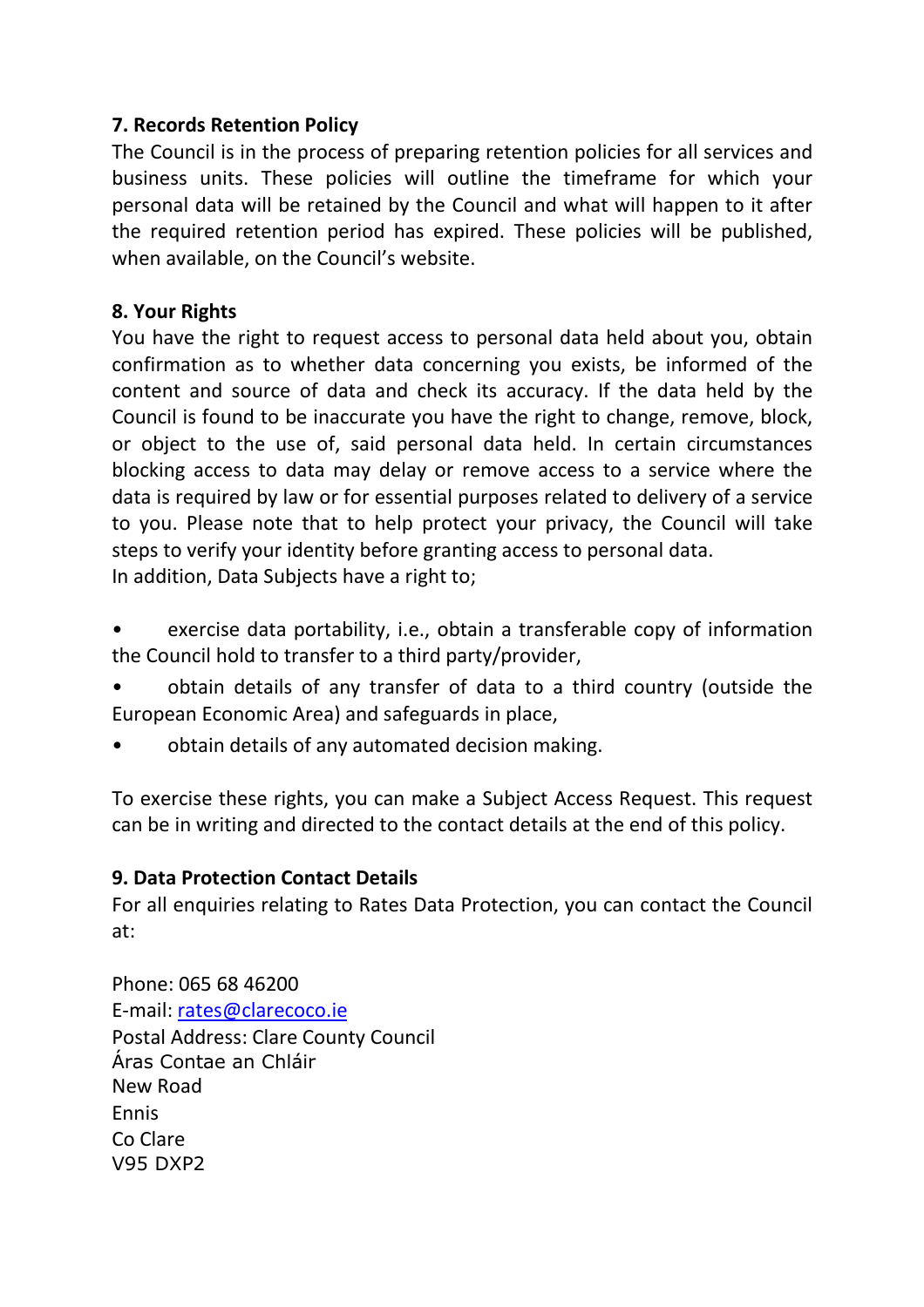## 7. Records Retention Policy

The Council is in the process of preparing retention policies for all services and business units. These policies will outline the timeframe for which your personal data will be retained by the Council and what will happen to it after the required retention period has expired. These policies will be published, when available, on the Council's website.

## 8. Your Rights

You have the right to request access to personal data held about you, obtain confirmation as to whether data concerning you exists, be informed of the content and source of data and check its accuracy. If the data held by the Council is found to be inaccurate you have the right to change, remove, block, or object to the use of, said personal data held. In certain circumstances blocking access to data may delay or remove access to a service where the data is required by law or for essential purposes related to delivery of a service to you. Please note that to help protect your privacy, the Council will take steps to verify your identity before granting access to personal data.
In addition, Data Subjects have a right to;

- exercise data portability, i.e., obtain a transferable copy of information the Council hold to transfer to a third party/provider,
- obtain details of any transfer of data to a third country (outside the European Economic Area) and safeguards in place,
- obtain details of any automated decision making.

To exercise these rights, you can make a Subject Access Request. This request can be in writing and directed to the contact details at the end of this policy.

## 9. Data Protection Contact Details

For all enquiries relating to Rates Data Protection, you can contact the Council at:

Phone: 065 68 46200
E-mail: rates@clarecoco.ie
Postal Address: Clare County Council
Áras Contae an Chláir
New Road
Ennis
Co Clare
V95 DXP2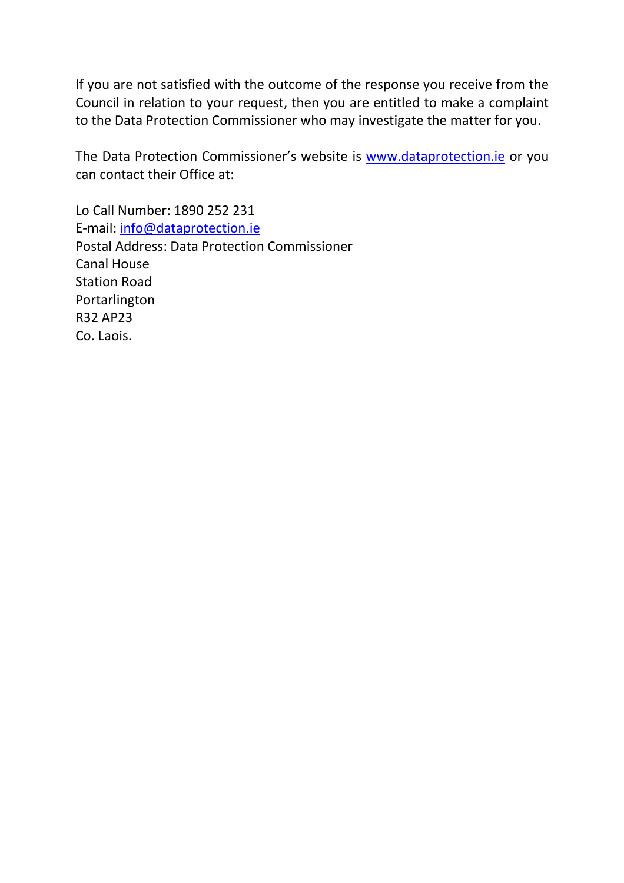If you are not satisfied with the outcome of the response you receive from the Council in relation to your request, then you are entitled to make a complaint to the Data Protection Commissioner who may investigate the matter for you.

The Data Protection Commissioner's website is www.dataprotection.ie or you can contact their Office at:

Lo Call Number: 1890 252 231
E-mail: info@dataprotection.ie
Postal Address: Data Protection Commissioner
Canal House
Station Road
Portarlington
R32 AP23
Co. Laois.